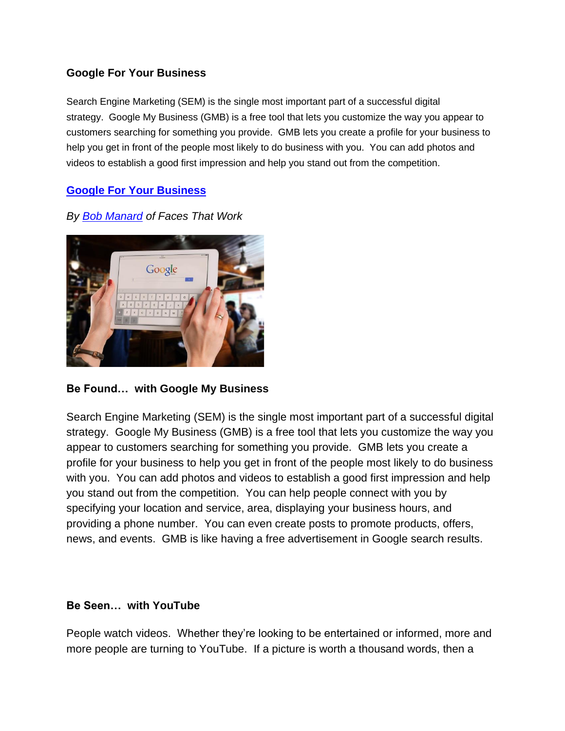**Google For Your Business**

Search Engine Marketing (SEM) is the single most important part of a successful digital strategy. Google My Business (GMB) is a free tool that lets you customize the way you appear to customers searching for something you provide. GMB lets you create a profile for your business to help you get in front of the people most likely to do business with you. You can add photos and videos to establish a good first impression and help you stand out from the competition.

**Google For Your Business**

*By Bob Manard of Faces That Work*

**Be Found… with Google My Business**

Search Engine Marketing (SEM) is the single most important part of a successful digital strategy. Google My Business (GMB) is a free tool that lets you customize the way you appear to customers searching for something you provide. GMB lets you create a profile for your business to help you get in front of the people most likely to do business with you. You can add photos and videos to establish a good first impression and help you stand out from the competition. You can help people connect with you by specifying your location and service, area, displaying your business hours, and providing a phone number. You can even create posts to promote products, offers, news, and events. GMB is like having a free advertisement in Google search results.

**Be Seen… with YouTube**

People watch videos. Whether they're looking to be entertained or informed, more and more people are turning to YouTube. If a picture is worth a thousand words, then a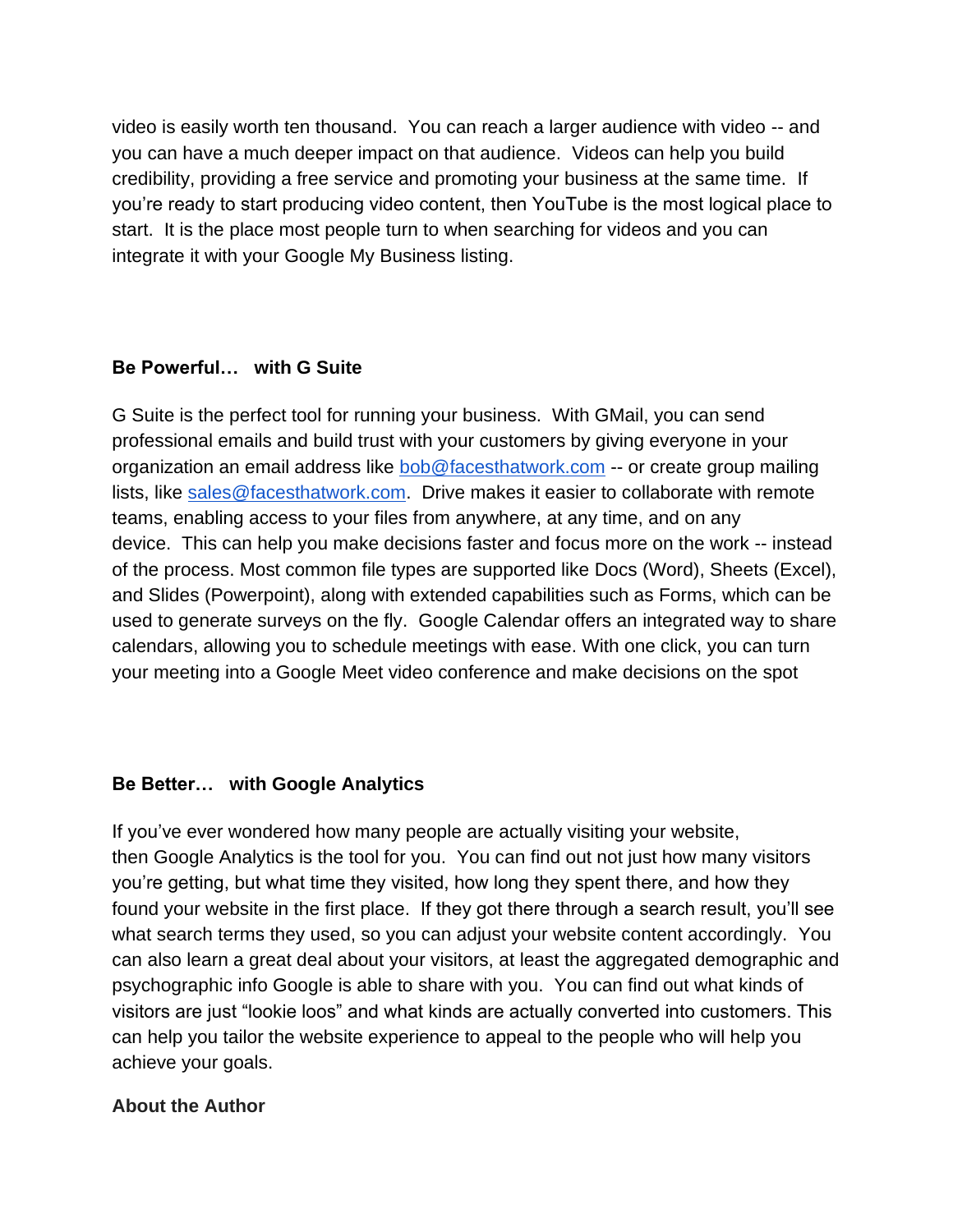video is easily worth ten thousand. You can reach a larger audience with video -- and you can have a much deeper impact on that audience. Videos can help you build credibility, providing a free service and promoting your business at the same time. If you're ready to start producing video content, then YouTube is the most logical place to start. It is the place most people turn to when searching for videos and you can integrate it with your Google My Business listing.

**Be Powerful… with G Suite**

G Suite is the perfect tool for running your business. With GMail, you can send professional emails and build trust with your customers by giving everyone in your organization an email address like [bob@facesthatwork.com](mailto:bob@facesthatwork.com) -- or create group mailing lists, like [sales@facesthatwork.com](mailto:sales@facesthatwork.com). Drive makes it easier to collaborate with remote teams, enabling access to your files from anywhere, at any time, and on any device. This can help you make decisions faster and focus more on the work -- instead of the process. Most common file types are supported like Docs (Word), Sheets (Excel), and Slides (Powerpoint), along with extended capabilities such as Forms, which can be used to generate surveys on the fly. Google Calendar offers an integrated way to share calendars, allowing you to schedule meetings with ease. With one click, you can turn your meeting into a Google Meet video conference and make decisions on the spot

**Be Better… with Google Analytics**

If you've ever wondered how many people are actually visiting your website, then Google Analytics is the tool for you. You can find out not just how many visitors you're getting, but what time they visited, how long they spent there, and how they found your website in the first place. If they got there through a search result, you'll see what search terms they used, so you can adjust your website content accordingly. You can also learn a great deal about your visitors, at least the aggregated demographic and psychographic info Google is able to share with you. You can find out what kinds of visitors are just "lookie loos" and what kinds are actually converted into customers. This can help you tailor the website experience to appeal to the people who will help you achieve your goals.

**About the Author**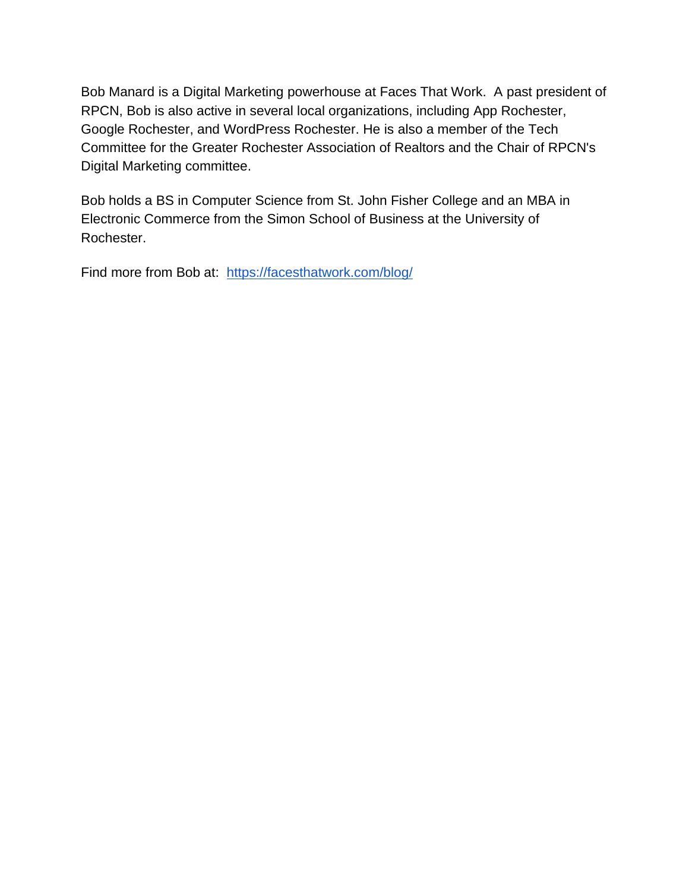Bob Manard is a Digital Marketing powerhouse at Faces That Work. A past president of RPCN, Bob is also active in several local organizations, including App Rochester, Google Rochester, and WordPress Rochester. He is also a member of the Tech Committee for the Greater Rochester Association of Realtors and the Chair of RPCN's Digital Marketing committee.

Bob holds a BS in Computer Science from St. John Fisher College and an MBA in Electronic Commerce from the Simon School of Business at the University of Rochester.

Find more from Bob at: [https://facesthatwork.com/blog/](https://facesthatwork.com/blog/)